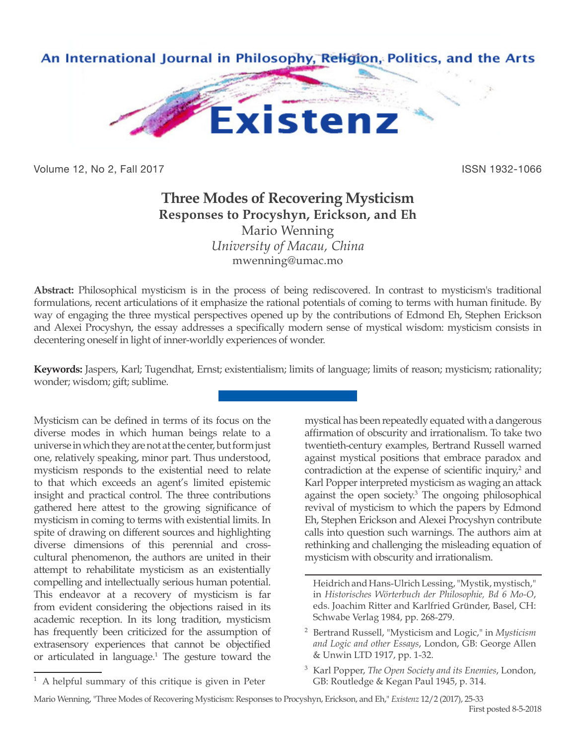# Three Modes of Recovering Mysticism

## Responses to Procyshyn, Erickson, and Eh

Mario Wenning

*University of Macau, China*

mwenning@umac.mo

**Abstract:** Philosophical mysticism is in the process of being rediscovered. In contrast to mysticism's traditional formulations, recent articulations of it emphasize the rational potentials of coming to terms with human finitude. By way of engaging the three mystical perspectives opened up by the contributions of Edmond Eh, Stephen Erickson and Alexei Procyshyn, the essay addresses a specifically modern sense of mystical wisdom: mysticism consists in decentering oneself in light of inner-worldly experiences of wonder.

**Keywords:** Jaspers, Karl; Tugendhat, Ernst; existentialism; limits of language; limits of reason; mysticism; rationality; wonder; wisdom; gift; sublime.

Mysticism can be defined in terms of its focus on the diverse modes in which human beings relate to a universe in which they are not at the center, but form just one, relatively speaking, minor part. Thus understood, mysticism responds to the existential need to relate to that which exceeds an agent's limited epistemic insight and practical control. The three contributions gathered here attest to the growing significance of mysticism in coming to terms with existential limits. In spite of drawing on different sources and highlighting diverse dimensions of this perennial and cross-cultural phenomenon, the authors are united in their attempt to rehabilitate mysticism as an existentially compelling and intellectually serious human potential. This endeavor at a recovery of mysticism is far from evident considering the objections raised in its academic reception. In its long tradition, mysticism has frequently been criticized for the assumption of extrasensory experiences that cannot be objectified or articulated in language.[1] The gesture toward the mystical has been repeatedly equated with a dangerous affirmation of obscurity and irrationalism. To take two twentieth-century examples, Bertrand Russell warned against mystical positions that embrace paradox and contradiction at the expense of scientific inquiry,[2] and Karl Popper interpreted mysticism as waging an attack against the open society.[3] The ongoing philosophical revival of mysticism to which the papers by Edmond Eh, Stephen Erickson and Alexei Procyshyn contribute calls into question such warnings. The authors aim at rethinking and challenging the misleading equation of mysticism with obscurity and irrationalism.

---

[1] A helpful summary of this critique is given in Peter Heidrich and Hans-Ulrich Lessing, "Mystik, mystisch," in *Historisches Wörterbuch der Philosophie, Bd 6 Mo-O*, eds. Joachim Ritter and Karlfried Gründer, Basel, CH: Schwabe Verlag 1984, pp. 268-279.

[2] Bertrand Russell, "Mysticism and Logic," in *Mysticism and Logic and other Essays*, London, GB: George Allen & Unwin LTD 1917, pp. 1-32.

[3] Karl Popper, *The Open Society and its Enemies*, London, GB: Routledge & Kegan Paul 1945, p. 314.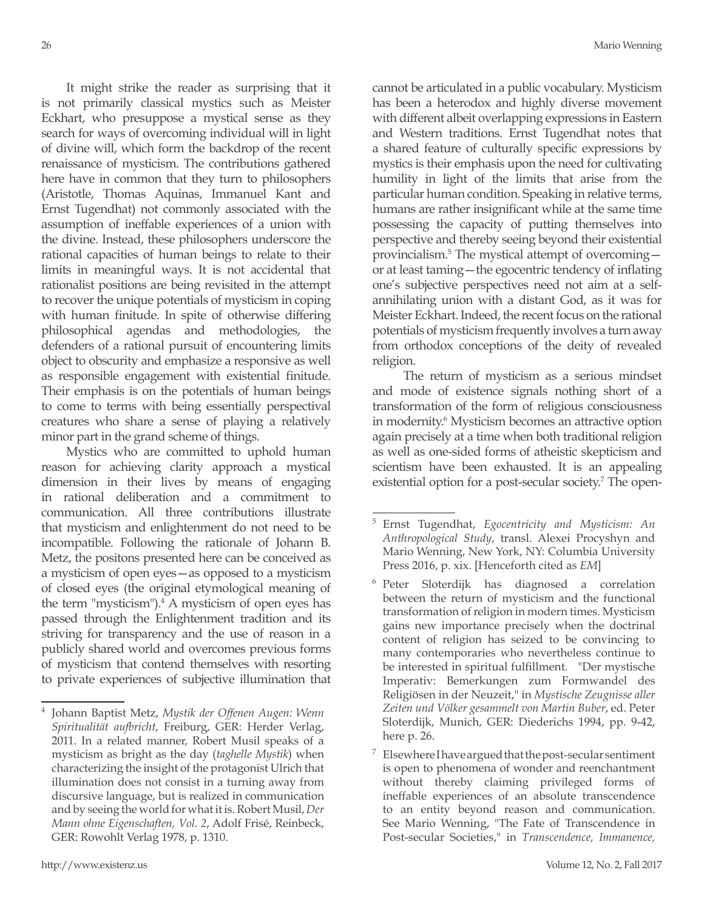It might strike the reader as surprising that it is not primarily classical mystics such as Meister Eckhart, who presuppose a mystical sense as they search for ways of overcoming individual will in light of divine will, which form the backdrop of the recent renaissance of mysticism. The contributions gathered here have in common that they turn to philosophers (Aristotle, Thomas Aquinas, Immanuel Kant and Ernst Tugendhat) not commonly associated with the assumption of ineffable experiences of a union with the divine. Instead, these philosophers underscore the rational capacities of human beings to relate to their limits in meaningful ways. It is not accidental that rationalist positions are being revisited in the attempt to recover the unique potentials of mysticism in coping with human finitude. In spite of otherwise differing philosophical agendas and methodologies, the defenders of a rational pursuit of encountering limits object to obscurity and emphasize a responsive as well as responsible engagement with existential finitude. Their emphasis is on the potentials of human beings to come to terms with being essentially perspectival creatures who share a sense of playing a relatively minor part in the grand scheme of things.

Mystics who are committed to uphold human reason for achieving clarity approach a mystical dimension in their lives by means of engaging in rational deliberation and a commitment to communication. All three contributions illustrate that mysticism and enlightenment do not need to be incompatible. Following the rationale of Johann B. Metz, the positons presented here can be conceived as a mysticism of open eyes—as opposed to a mysticism of closed eyes (the original etymological meaning of the term "mysticism").[4] A mysticism of open eyes has passed through the Enlightenment tradition and its striving for transparency and the use of reason in a publicly shared world and overcomes previous forms of mysticism that contend themselves with resorting to private experiences of subjective illumination that cannot be articulated in a public vocabulary. Mysticism has been a heterodox and highly diverse movement with different albeit overlapping expressions in Eastern and Western traditions. Ernst Tugendhat notes that a shared feature of culturally specific expressions by mystics is their emphasis upon the need for cultivating humility in light of the limits that arise from the particular human condition. Speaking in relative terms, humans are rather insignificant while at the same time possessing the capacity of putting themselves into perspective and thereby seeing beyond their existential provincialism.[5] The mystical attempt of overcoming—or at least taming—the egocentric tendency of inflating one's subjective perspectives need not aim at a self-annihilating union with a distant God, as it was for Meister Eckhart. Indeed, the recent focus on the rational potentials of mysticism frequently involves a turn away from orthodox conceptions of the deity of revealed religion.

The return of mysticism as a serious mindset and mode of existence signals nothing short of a transformation of the form of religious consciousness in modernity.[6] Mysticism becomes an attractive option again precisely at a time when both traditional religion as well as one-sided forms of atheistic skepticism and scientism have been exhausted. It is an appealing existential option for a post-secular society.[7] The open-

---

[4] Johann Baptist Metz, *Mystik der Offenen Augen: Wenn Spiritualität aufbricht*, Freiburg, GER: Herder Verlag, 2011. In a related manner, Robert Musil speaks of a mysticism as bright as the day (*taghelle Mystik*) when characterizing the insight of the protagonist Ulrich that illumination does not consist in a turning away from discursive language, but is realized in communication and by seeing the world for what it is. Robert Musil, *Der Mann ohne Eigenschaften, Vol. 2*, Adolf Frisé, Reinbeck, GER: Rowohlt Verlag 1978, p. 1310.

[5] Ernst Tugendhat, *Egocentricity and Mysticism: An Anthropological Study*, transl. Alexei Procyshyn and Mario Wenning, New York, NY: Columbia University Press 2016, p. xix. [Henceforth cited as *EM*]

[6] Peter Sloterdijk has diagnosed a correlation between the return of mysticism and the functional transformation of religion in modern times. Mysticism gains new importance precisely when the doctrinal content of religion has seized to be convincing to many contemporaries who nevertheless continue to be interested in spiritual fulfillment. "Der mystische Imperativ: Bemerkungen zum Formwandel des Religiösen in der Neuzeit," in *Mystische Zeugnisse aller Zeiten und Völker gesammelt von Martin Buber*, ed. Peter Sloterdijk, Munich, GER: Diederichs 1994, pp. 9-42, here p. 26.

[7] Elsewhere I have argued that the post-secular sentiment is open to phenomena of wonder and reenchantment without thereby claiming privileged forms of ineffable experiences of an absolute transcendence to an entity beyond reason and communication. See Mario Wenning, "The Fate of Transcendence in Post-secular Societies," in *Transcendence, Immanence,*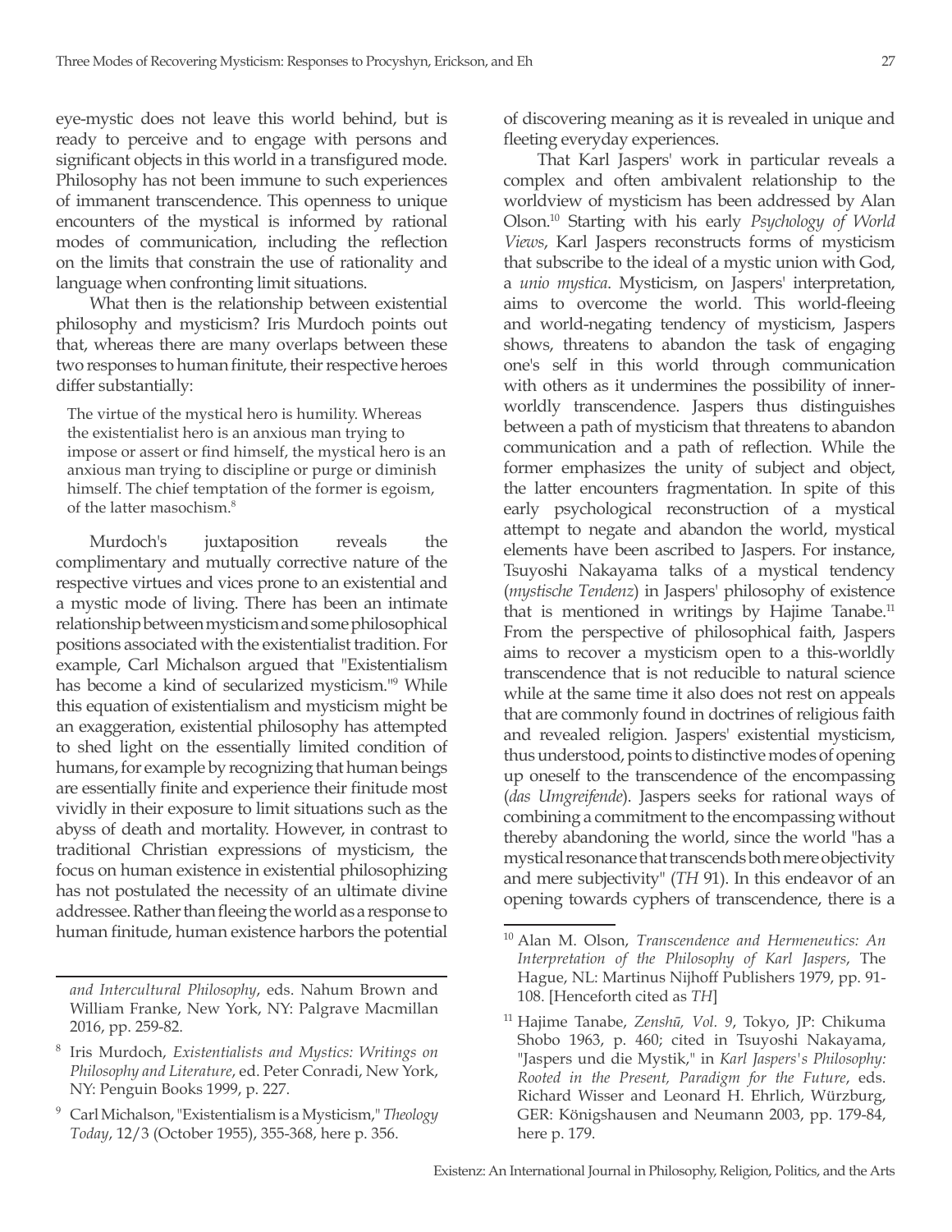eye-mystic does not leave this world behind, but is ready to perceive and to engage with persons and significant objects in this world in a transfigured mode. Philosophy has not been immune to such experiences of immanent transcendence. This openness to unique encounters of the mystical is informed by rational modes of communication, including the reflection on the limits that constrain the use of rationality and language when confronting limit situations.

What then is the relationship between existential philosophy and mysticism? Iris Murdoch points out that, whereas there are many overlaps between these two responses to human finitude, their respective heroes differ substantially:

> The virtue of the mystical hero is humility. Whereas the existentialist hero is an anxious man trying to impose or assert or find himself, the mystical hero is an anxious man trying to discipline or purge or diminish himself. The chief temptation of the former is egoism, of the latter masochism.[8]

Murdoch's juxtaposition reveals the complimentary and mutually corrective nature of the respective virtues and vices prone to an existential and a mystic mode of living. There has been an intimate relationship between mysticism and some philosophical positions associated with the existentialist tradition. For example, Carl Michalson argued that "Existentialism has become a kind of secularized mysticism."[9] While this equation of existentialism and mysticism might be an exaggeration, existential philosophy has attempted to shed light on the essentially limited condition of humans, for example by recognizing that human beings are essentially finite and experience their finitude most vividly in their exposure to limit situations such as the abyss of death and mortality. However, in contrast to traditional Christian expressions of mysticism, the focus on human existence in existential philosophizing has not postulated the necessity of an ultimate divine addressee. Rather than fleeing the world as a response to human finitude, human existence harbors the potential of discovering meaning as it is revealed in unique and fleeting everyday experiences.

That Karl Jaspers' work in particular reveals a complex and often ambivalent relationship to the worldview of mysticism has been addressed by Alan Olson.[10] Starting with his early *Psychology of World Views*, Karl Jaspers reconstructs forms of mysticism that subscribe to the ideal of a mystic union with God, a *unio mystica*. Mysticism, on Jaspers' interpretation, aims to overcome the world. This world-fleeing and world-negating tendency of mysticism, Jaspers shows, threatens to abandon the task of engaging one's self in this world through communication with others as it undermines the possibility of inner-worldly transcendence. Jaspers thus distinguishes between a path of mysticism that threatens to abandon communication and a path of reflection. While the former emphasizes the unity of subject and object, the latter encounters fragmentation. In spite of this early psychological reconstruction of a mystical attempt to negate and abandon the world, mystical elements have been ascribed to Jaspers. For instance, Tsuyoshi Nakayama talks of a mystical tendency (*mystische Tendenz*) in Jaspers' philosophy of existence that is mentioned in writings by Hajime Tanabe.[11] From the perspective of philosophical faith, Jaspers aims to recover a mysticism open to a this-worldly transcendence that is not reducible to natural science while at the same time it also does not rest on appeals that are commonly found in doctrines of religious faith and revealed religion. Jaspers' existential mysticism, thus understood, points to distinctive modes of opening up oneself to the transcendence of the encompassing (*das Umgreifende*). Jaspers seeks for rational ways of combining a commitment to the encompassing without thereby abandoning the world, since the world "has a mystical resonance that transcends both mere objectivity and mere subjectivity" (*TH* 91). In this endeavor of an opening towards cyphers of transcendence, there is a

---

*and Intercultural Philosophy*, eds. Nahum Brown and William Franke, New York, NY: Palgrave Macmillan 2016, pp. 259-82.

[8] Iris Murdoch, *Existentialists and Mystics: Writings on Philosophy and Literature*, ed. Peter Conradi, New York, NY: Penguin Books 1999, p. 227.

[9] Carl Michalson, "Existentialism is a Mysticism," *Theology Today*, 12/3 (October 1955), 355-368, here p. 356.

[10] Alan M. Olson, *Transcendence and Hermeneutics: An Interpretation of the Philosophy of Karl Jaspers*, The Hague, NL: Martinus Nijhoff Publishers 1979, pp. 91-108. [Henceforth cited as *TH*]

[11] Hajime Tanabe, *Zenshū, Vol. 9*, Tokyo, JP: Chikuma Shobo 1963, p. 460; cited in Tsuyoshi Nakayama, "Jaspers und die Mystik," in *Karl Jaspers's Philosophy: Rooted in the Present, Paradigm for the Future*, eds. Richard Wisser and Leonard H. Ehrlich, Würzburg, GER: Königshausen and Neumann 2003, pp. 179-84, here p. 179.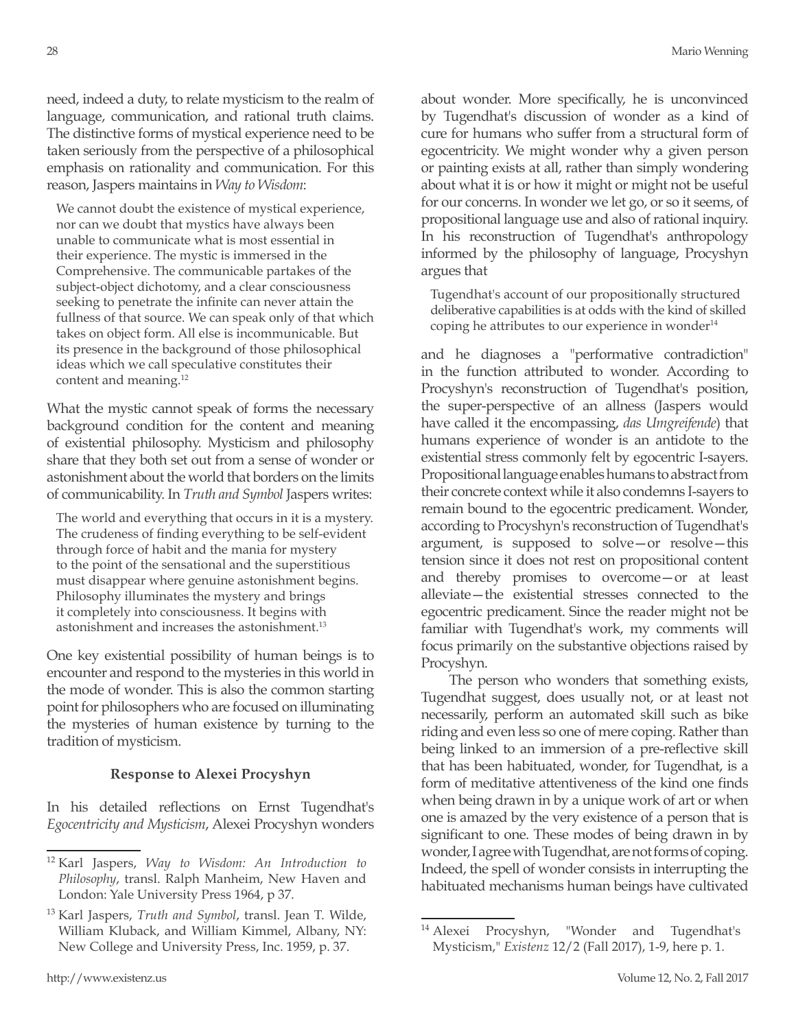need, indeed a duty, to relate mysticism to the realm of language, communication, and rational truth claims. The distinctive forms of mystical experience need to be taken seriously from the perspective of a philosophical emphasis on rationality and communication. For this reason, Jaspers maintains in *Way to Wisdom*:

> We cannot doubt the existence of mystical experience, nor can we doubt that mystics have always been unable to communicate what is most essential in their experience. The mystic is immersed in the Comprehensive. The communicable partakes of the subject-object dichotomy, and a clear consciousness seeking to penetrate the infinite can never attain the fullness of that source. We can speak only of that which takes on object form. All else is incommunicable. But its presence in the background of those philosophical ideas which we call speculative constitutes their content and meaning.[12]

What the mystic cannot speak of forms the necessary background condition for the content and meaning of existential philosophy. Mysticism and philosophy share that they both set out from a sense of wonder or astonishment about the world that borders on the limits of communicability. In *Truth and Symbol* Jaspers writes:

> The world and everything that occurs in it is a mystery. The crudeness of finding everything to be self-evident through force of habit and the mania for mystery to the point of the sensational and the superstitious must disappear where genuine astonishment begins. Philosophy illuminates the mystery and brings it completely into consciousness. It begins with astonishment and increases the astonishment.[13]

One key existential possibility of human beings is to encounter and respond to the mysteries in this world in the mode of wonder. This is also the common starting point for philosophers who are focused on illuminating the mysteries of human existence by turning to the tradition of mysticism.

## Response to Alexei Procyshyn

In his detailed reflections on Ernst Tugendhat's *Egocentricity and Mysticism*, Alexei Procyshyn wonders about wonder. More specifically, he is unconvinced by Tugendhat's discussion of wonder as a kind of cure for humans who suffer from a structural form of egocentricity. We might wonder why a given person or painting exists at all, rather than simply wondering about what it is or how it might or might not be useful for our concerns. In wonder we let go, or so it seems, of propositional language use and also of rational inquiry. In his reconstruction of Tugendhat's anthropology informed by the philosophy of language, Procyshyn argues that

> Tugendhat's account of our propositionally structured deliberative capabilities is at odds with the kind of skilled coping he attributes to our experience in wonder[14]

and he diagnoses a "performative contradiction" in the function attributed to wonder. According to Procyshyn's reconstruction of Tugendhat's position, the super-perspective of an allness (Jaspers would have called it the encompassing, *das Umgreifende*) that humans experience of wonder is an antidote to the existential stress commonly felt by egocentric I-sayers. Propositional language enables humans to abstract from their concrete context while it also condemns I-sayers to remain bound to the egocentric predicament. Wonder, according to Procyshyn's reconstruction of Tugendhat's argument, is supposed to solve—or resolve—this tension since it does not rest on propositional content and thereby promises to overcome—or at least alleviate—the existential stresses connected to the egocentric predicament. Since the reader might not be familiar with Tugendhat's work, my comments will focus primarily on the substantive objections raised by Procyshyn.

The person who wonders that something exists, Tugendhat suggest, does usually not, or at least not necessarily, perform an automated skill such as bike riding and even less so one of mere coping. Rather than being linked to an immersion of a pre-reflective skill that has been habituated, wonder, for Tugendhat, is a form of meditative attentiveness of the kind one finds when being drawn in by a unique work of art or when one is amazed by the very existence of a person that is significant to one. These modes of being drawn in by wonder, I agree with Tugendhat, are not forms of coping. Indeed, the spell of wonder consists in interrupting the habituated mechanisms human beings have cultivated

---

[12] Karl Jaspers, *Way to Wisdom: An Introduction to Philosophy*, transl. Ralph Manheim, New Haven and London: Yale University Press 1964, p 37.

[13] Karl Jaspers, *Truth and Symbol*, transl. Jean T. Wilde, William Kluback, and William Kimmel, Albany, NY: New College and University Press, Inc. 1959, p. 37.

[14] Alexei Procyshyn, "Wonder and Tugendhat's Mysticism," *Existenz* 12/2 (Fall 2017), 1-9, here p. 1.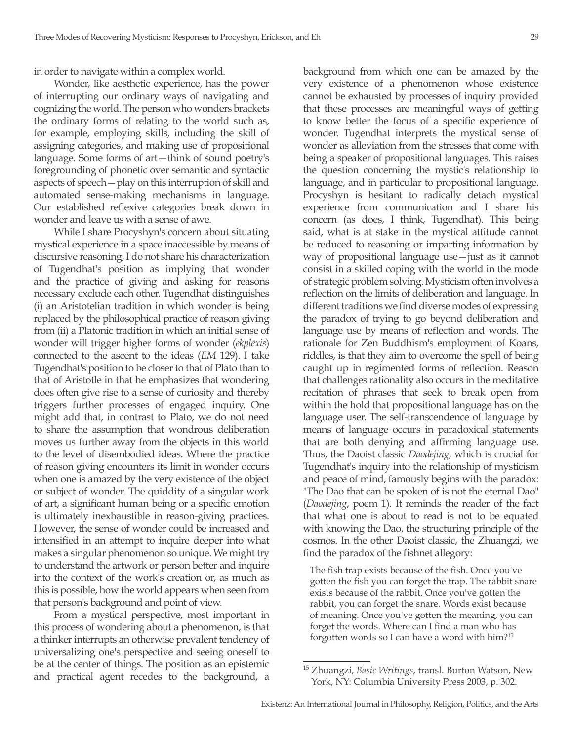in order to navigate within a complex world.

Wonder, like aesthetic experience, has the power of interrupting our ordinary ways of navigating and cognizing the world. The person who wonders brackets the ordinary forms of relating to the world such as, for example, employing skills, including the skill of assigning categories, and making use of propositional language. Some forms of art—think of sound poetry's foregrounding of phonetic over semantic and syntactic aspects of speech—play on this interruption of skill and automated sense-making mechanisms in language. Our established reflexive categories break down in wonder and leave us with a sense of awe.

While I share Procyshyn's concern about situating mystical experience in a space inaccessible by means of discursive reasoning, I do not share his characterization of Tugendhat's position as implying that wonder and the practice of giving and asking for reasons necessary exclude each other. Tugendhat distinguishes (i) an Aristotelian tradition in which wonder is being replaced by the philosophical practice of reason giving from (ii) a Platonic tradition in which an initial sense of wonder will trigger higher forms of wonder (*ekplexis*) connected to the ascent to the ideas (*EM* 129). I take Tugendhat's position to be closer to that of Plato than to that of Aristotle in that he emphasizes that wondering does often give rise to a sense of curiosity and thereby triggers further processes of engaged inquiry. One might add that, in contrast to Plato, we do not need to share the assumption that wondrous deliberation moves us further away from the objects in this world to the level of disembodied ideas. Where the practice of reason giving encounters its limit in wonder occurs when one is amazed by the very existence of the object or subject of wonder. The quiddity of a singular work of art, a significant human being or a specific emotion is ultimately inexhaustible in reason-giving practices. However, the sense of wonder could be increased and intensified in an attempt to inquire deeper into what makes a singular phenomenon so unique. We might try to understand the artwork or person better and inquire into the context of the work's creation or, as much as this is possible, how the world appears when seen from that person's background and point of view.

From a mystical perspective, most important in this process of wondering about a phenomenon, is that a thinker interrupts an otherwise prevalent tendency of universalizing one's perspective and seeing oneself to be at the center of things. The position as an epistemic and practical agent recedes to the background, a background from which one can be amazed by the very existence of a phenomenon whose existence cannot be exhausted by processes of inquiry provided that these processes are meaningful ways of getting to know better the focus of a specific experience of wonder. Tugendhat interprets the mystical sense of wonder as alleviation from the stresses that come with being a speaker of propositional languages. This raises the question concerning the mystic's relationship to language, and in particular to propositional language. Procyshyn is hesitant to radically detach mystical experience from communication and I share his concern (as does, I think, Tugendhat). This being said, what is at stake in the mystical attitude cannot be reduced to reasoning or imparting information by way of propositional language use—just as it cannot consist in a skilled coping with the world in the mode of strategic problem solving. Mysticism often involves a reflection on the limits of deliberation and language. In different traditions we find diverse modes of expressing the paradox of trying to go beyond deliberation and language use by means of reflection and words. The rationale for Zen Buddhism's employment of Koans, riddles, is that they aim to overcome the spell of being caught up in regimented forms of reflection. Reason that challenges rationality also occurs in the meditative recitation of phrases that seek to break open from within the hold that propositional language has on the language user. The self-transcendence of language by means of language occurs in paradoxical statements that are both denying and affirming language use. Thus, the Daoist classic *Daodejing*, which is crucial for Tugendhat's inquiry into the relationship of mysticism and peace of mind, famously begins with the paradox: "The Dao that can be spoken of is not the eternal Dao" (*Daodejing*, poem 1). It reminds the reader of the fact that what one is about to read is not to be equated with knowing the Dao, the structuring principle of the cosmos. In the other Daoist classic, the Zhuangzi, we find the paradox of the fishnet allegory:

> The fish trap exists because of the fish. Once you've gotten the fish you can forget the trap. The rabbit snare exists because of the rabbit. Once you've gotten the rabbit, you can forget the snare. Words exist because of meaning. Once you've gotten the meaning, you can forget the words. Where can I find a man who has forgotten words so I can have a word with him?[15]

---

[15] Zhuangzi, *Basic Writings*, transl. Burton Watson, New York, NY: Columbia University Press 2003, p. 302.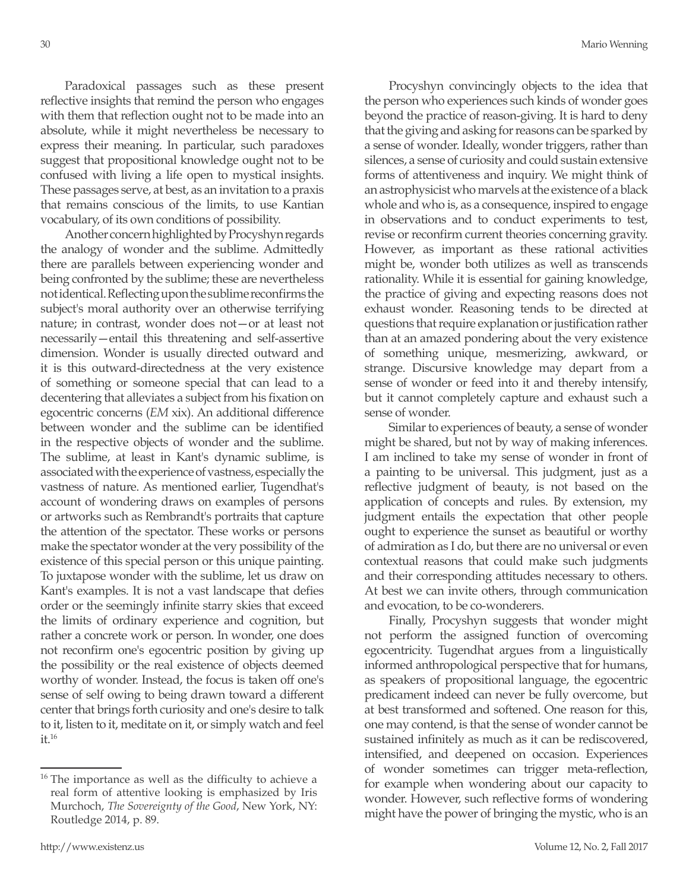Paradoxical passages such as these present reflective insights that remind the person who engages with them that reflection ought not to be made into an absolute, while it might nevertheless be necessary to express their meaning. In particular, such paradoxes suggest that propositional knowledge ought not to be confused with living a life open to mystical insights. These passages serve, at best, as an invitation to a praxis that remains conscious of the limits, to use Kantian vocabulary, of its own conditions of possibility.

Another concern highlighted by Procyshyn regards the analogy of wonder and the sublime. Admittedly there are parallels between experiencing wonder and being confronted by the sublime; these are nevertheless not identical. Reflecting upon the sublime reconfirms the subject's moral authority over an otherwise terrifying nature; in contrast, wonder does not—or at least not necessarily—entail this threatening and self-assertive dimension. Wonder is usually directed outward and it is this outward-directedness at the very existence of something or someone special that can lead to a decentering that alleviates a subject from his fixation on egocentric concerns (*EM* xix). An additional difference between wonder and the sublime can be identified in the respective objects of wonder and the sublime. The sublime, at least in Kant's dynamic sublime, is associated with the experience of vastness, especially the vastness of nature. As mentioned earlier, Tugendhat's account of wondering draws on examples of persons or artworks such as Rembrandt's portraits that capture the attention of the spectator. These works or persons make the spectator wonder at the very possibility of the existence of this special person or this unique painting. To juxtapose wonder with the sublime, let us draw on Kant's examples. It is not a vast landscape that defies order or the seemingly infinite starry skies that exceed the limits of ordinary experience and cognition, but rather a concrete work or person. In wonder, one does not reconfirm one's egocentric position by giving up the possibility or the real existence of objects deemed worthy of wonder. Instead, the focus is taken off one's sense of self owing to being drawn toward a different center that brings forth curiosity and one's desire to talk to it, listen to it, meditate on it, or simply watch and feel it.[16]

Procyshyn convincingly objects to the idea that the person who experiences such kinds of wonder goes beyond the practice of reason-giving. It is hard to deny that the giving and asking for reasons can be sparked by a sense of wonder. Ideally, wonder triggers, rather than silences, a sense of curiosity and could sustain extensive forms of attentiveness and inquiry. We might think of an astrophysicist who marvels at the existence of a black whole and who is, as a consequence, inspired to engage in observations and to conduct experiments to test, revise or reconfirm current theories concerning gravity. However, as important as these rational activities might be, wonder both utilizes as well as transcends rationality. While it is essential for gaining knowledge, the practice of giving and expecting reasons does not exhaust wonder. Reasoning tends to be directed at questions that require explanation or justification rather than at an amazed pondering about the very existence of something unique, mesmerizing, awkward, or strange. Discursive knowledge may depart from a sense of wonder or feed into it and thereby intensify, but it cannot completely capture and exhaust such a sense of wonder.

Similar to experiences of beauty, a sense of wonder might be shared, but not by way of making inferences. I am inclined to take my sense of wonder in front of a painting to be universal. This judgment, just as a reflective judgment of beauty, is not based on the application of concepts and rules. By extension, my judgment entails the expectation that other people ought to experience the sunset as beautiful or worthy of admiration as I do, but there are no universal or even contextual reasons that could make such judgments and their corresponding attitudes necessary to others. At best we can invite others, through communication and evocation, to be co-wonderers.

Finally, Procyshyn suggests that wonder might not perform the assigned function of overcoming egocentricity. Tugendhat argues from a linguistically informed anthropological perspective that for humans, as speakers of propositional language, the egocentric predicament indeed can never be fully overcome, but at best transformed and softened. One reason for this, one may contend, is that the sense of wonder cannot be sustained infinitely as much as it can be rediscovered, intensified, and deepened on occasion. Experiences of wonder sometimes can trigger meta-reflection, for example when wondering about our capacity to wonder. However, such reflective forms of wondering might have the power of bringing the mystic, who is an

---

[16] The importance as well as the difficulty to achieve a real form of attentive looking is emphasized by Iris Murchoch, *The Sovereignty of the Good*, New York, NY: Routledge 2014, p. 89.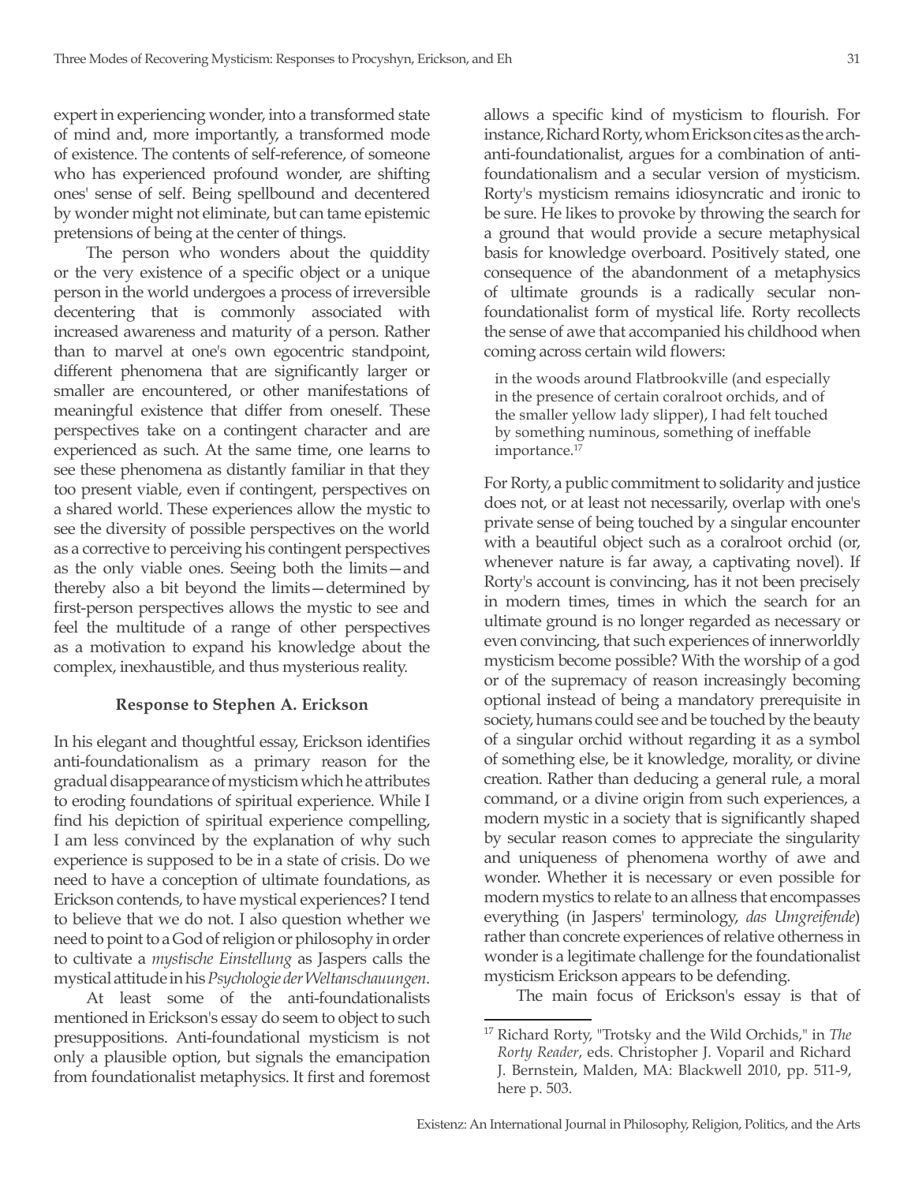expert in experiencing wonder, into a transformed state of mind and, more importantly, a transformed mode of existence. The contents of self-reference, of someone who has experienced profound wonder, are shifting ones' sense of self. Being spellbound and decentered by wonder might not eliminate, but can tame epistemic pretensions of being at the center of things.

The person who wonders about the quiddity or the very existence of a specific object or a unique person in the world undergoes a process of irreversible decentering that is commonly associated with increased awareness and maturity of a person. Rather than to marvel at one's own egocentric standpoint, different phenomena that are significantly larger or smaller are encountered, or other manifestations of meaningful existence that differ from oneself. These perspectives take on a contingent character and are experienced as such. At the same time, one learns to see these phenomena as distantly familiar in that they too present viable, even if contingent, perspectives on a shared world. These experiences allow the mystic to see the diversity of possible perspectives on the world as a corrective to perceiving his contingent perspectives as the only viable ones. Seeing both the limits—and thereby also a bit beyond the limits—determined by first-person perspectives allows the mystic to see and feel the multitude of a range of other perspectives as a motivation to expand his knowledge about the complex, inexhaustible, and thus mysterious reality.

### Response to Stephen A. Erickson

In his elegant and thoughtful essay, Erickson identifies anti-foundationalism as a primary reason for the gradual disappearance of mysticism which he attributes to eroding foundations of spiritual experience. While I find his depiction of spiritual experience compelling, I am less convinced by the explanation of why such experience is supposed to be in a state of crisis. Do we need to have a conception of ultimate foundations, as Erickson contends, to have mystical experiences? I tend to believe that we do not. I also question whether we need to point to a God of religion or philosophy in order to cultivate a *mystische Einstellung* as Jaspers calls the mystical attitude in his *Psychologie der Weltanschauungen*.

At least some of the anti-foundationalists mentioned in Erickson's essay do seem to object to such presuppositions. Anti-foundational mysticism is not only a plausible option, but signals the emancipation from foundationalist metaphysics. It first and foremost allows a specific kind of mysticism to flourish. For instance, Richard Rorty, whom Erickson cites as the arch-anti-foundationalist, argues for a combination of anti-foundationalism and a secular version of mysticism. Rorty's mysticism remains idiosyncratic and ironic to be sure. He likes to provoke by throwing the search for a ground that would provide a secure metaphysical basis for knowledge overboard. Positively stated, one consequence of the abandonment of a metaphysics of ultimate grounds is a radically secular non-foundationalist form of mystical life. Rorty recollects the sense of awe that accompanied his childhood when coming across certain wild flowers:

> in the woods around Flatbrookville (and especially in the presence of certain coralroot orchids, and of the smaller yellow lady slipper), I had felt touched by something numinous, something of ineffable importance.[17]

For Rorty, a public commitment to solidarity and justice does not, or at least not necessarily, overlap with one's private sense of being touched by a singular encounter with a beautiful object such as a coralroot orchid (or, whenever nature is far away, a captivating novel). If Rorty's account is convincing, has it not been precisely in modern times, times in which the search for an ultimate ground is no longer regarded as necessary or even convincing, that such experiences of innerworldly mysticism become possible? With the worship of a god or of the supremacy of reason increasingly becoming optional instead of being a mandatory prerequisite in society, humans could see and be touched by the beauty of a singular orchid without regarding it as a symbol of something else, be it knowledge, morality, or divine creation. Rather than deducing a general rule, a moral command, or a divine origin from such experiences, a modern mystic in a society that is significantly shaped by secular reason comes to appreciate the singularity and uniqueness of phenomena worthy of awe and wonder. Whether it is necessary or even possible for modern mystics to relate to an allness that encompasses everything (in Jaspers' terminology, *das Umgreifende*) rather than concrete experiences of relative otherness in wonder is a legitimate challenge for the foundationalist mysticism Erickson appears to be defending.

The main focus of Erickson's essay is that of

---

[17] Richard Rorty, "Trotsky and the Wild Orchids," in *The Rorty Reader*, eds. Christopher J. Voparil and Richard J. Bernstein, Malden, MA: Blackwell 2010, pp. 511-9, here p. 503.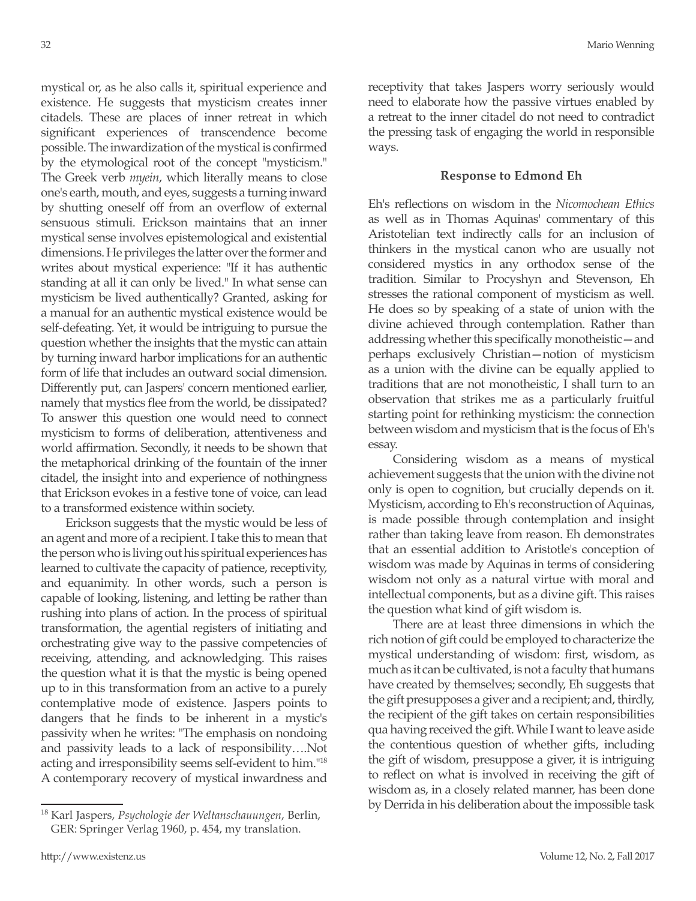mystical or, as he also calls it, spiritual experience and existence. He suggests that mysticism creates inner citadels. These are places of inner retreat in which significant experiences of transcendence become possible. The inwardization of the mystical is confirmed by the etymological root of the concept "mysticism." The Greek verb *myein*, which literally means to close one's earth, mouth, and eyes, suggests a turning inward by shutting oneself off from an overflow of external sensuous stimuli. Erickson maintains that an inner mystical sense involves epistemological and existential dimensions. He privileges the latter over the former and writes about mystical experience: "If it has authentic standing at all it can only be lived." In what sense can mysticism be lived authentically? Granted, asking for a manual for an authentic mystical existence would be self-defeating. Yet, it would be intriguing to pursue the question whether the insights that the mystic can attain by turning inward harbor implications for an authentic form of life that includes an outward social dimension. Differently put, can Jaspers' concern mentioned earlier, namely that mystics flee from the world, be dissipated? To answer this question one would need to connect mysticism to forms of deliberation, attentiveness and world affirmation. Secondly, it needs to be shown that the metaphorical drinking of the fountain of the inner citadel, the insight into and experience of nothingness that Erickson evokes in a festive tone of voice, can lead to a transformed existence within society.

Erickson suggests that the mystic would be less of an agent and more of a recipient. I take this to mean that the person who is living out his spiritual experiences has learned to cultivate the capacity of patience, receptivity, and equanimity. In other words, such a person is capable of looking, listening, and letting be rather than rushing into plans of action. In the process of spiritual transformation, the agential registers of initiating and orchestrating give way to the passive competencies of receiving, attending, and acknowledging. This raises the question what it is that the mystic is being opened up to in this transformation from an active to a purely contemplative mode of existence. Jaspers points to dangers that he finds to be inherent in a mystic's passivity when he writes: "The emphasis on nondoing and passivity leads to a lack of responsibility….Not acting and irresponsibility seems self-evident to him."[18] A contemporary recovery of mystical inwardness and receptivity that takes Jaspers worry seriously would need to elaborate how the passive virtues enabled by a retreat to the inner citadel do not need to contradict the pressing task of engaging the world in responsible ways.

### Response to Edmond Eh

Eh's reflections on wisdom in the *Nicomochean Ethics* as well as in Thomas Aquinas' commentary of this Aristotelian text indirectly calls for an inclusion of thinkers in the mystical canon who are usually not considered mystics in any orthodox sense of the tradition. Similar to Procyshyn and Stevenson, Eh stresses the rational component of mysticism as well. He does so by speaking of a state of union with the divine achieved through contemplation. Rather than addressing whether this specifically monotheistic—and perhaps exclusively Christian—notion of mysticism as a union with the divine can be equally applied to traditions that are not monotheistic, I shall turn to an observation that strikes me as a particularly fruitful starting point for rethinking mysticism: the connection between wisdom and mysticism that is the focus of Eh's essay.

Considering wisdom as a means of mystical achievement suggests that the union with the divine not only is open to cognition, but crucially depends on it. Mysticism, according to Eh's reconstruction of Aquinas, is made possible through contemplation and insight rather than taking leave from reason. Eh demonstrates that an essential addition to Aristotle's conception of wisdom was made by Aquinas in terms of considering wisdom not only as a natural virtue with moral and intellectual components, but as a divine gift. This raises the question what kind of gift wisdom is.

There are at least three dimensions in which the rich notion of gift could be employed to characterize the mystical understanding of wisdom: first, wisdom, as much as it can be cultivated, is not a faculty that humans have created by themselves; secondly, Eh suggests that the gift presupposes a giver and a recipient; and, thirdly, the recipient of the gift takes on certain responsibilities qua having received the gift. While I want to leave aside the contentious question of whether gifts, including the gift of wisdom, presuppose a giver, it is intriguing to reflect on what is involved in receiving the gift of wisdom as, in a closely related manner, has been done by Derrida in his deliberation about the impossible task

[18] Karl Jaspers, *Psychologie der Weltanschauungen*, Berlin, GER: Springer Verlag 1960, p. 454, my translation.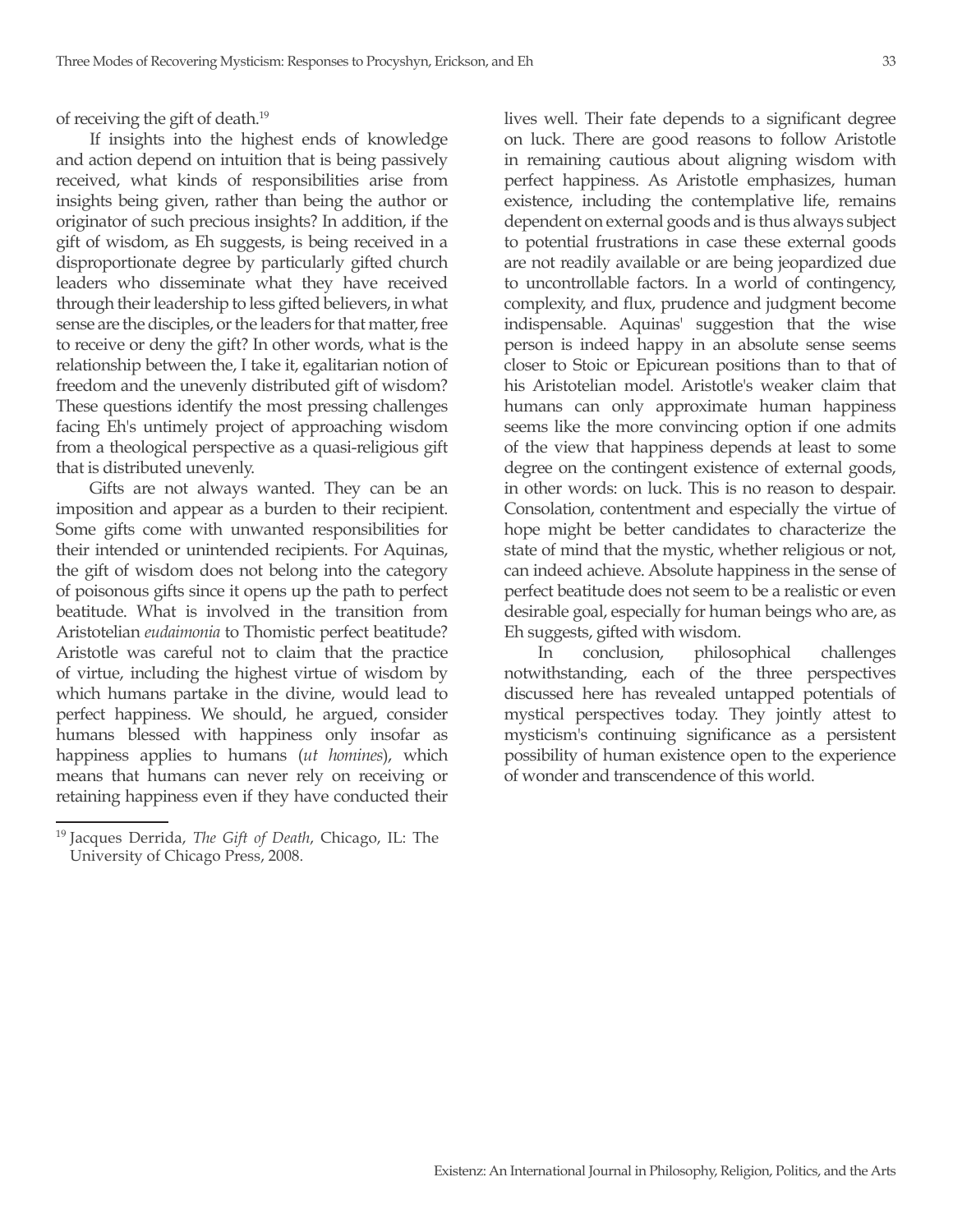of receiving the gift of death.[19]

If insights into the highest ends of knowledge and action depend on intuition that is being passively received, what kinds of responsibilities arise from insights being given, rather than being the author or originator of such precious insights? In addition, if the gift of wisdom, as Eh suggests, is being received in a disproportionate degree by particularly gifted church leaders who disseminate what they have received through their leadership to less gifted believers, in what sense are the disciples, or the leaders for that matter, free to receive or deny the gift? In other words, what is the relationship between the, I take it, egalitarian notion of freedom and the unevenly distributed gift of wisdom? These questions identify the most pressing challenges facing Eh's untimely project of approaching wisdom from a theological perspective as a quasi-religious gift that is distributed unevenly.

Gifts are not always wanted. They can be an imposition and appear as a burden to their recipient. Some gifts come with unwanted responsibilities for their intended or unintended recipients. For Aquinas, the gift of wisdom does not belong into the category of poisonous gifts since it opens up the path to perfect beatitude. What is involved in the transition from Aristotelian *eudaimonia* to Thomistic perfect beatitude? Aristotle was careful not to claim that the practice of virtue, including the highest virtue of wisdom by which humans partake in the divine, would lead to perfect happiness. We should, he argued, consider humans blessed with happiness only insofar as happiness applies to humans (*ut homines*), which means that humans can never rely on receiving or retaining happiness even if they have conducted their lives well. Their fate depends to a significant degree on luck. There are good reasons to follow Aristotle in remaining cautious about aligning wisdom with perfect happiness. As Aristotle emphasizes, human existence, including the contemplative life, remains dependent on external goods and is thus always subject to potential frustrations in case these external goods are not readily available or are being jeopardized due to uncontrollable factors. In a world of contingency, complexity, and flux, prudence and judgment become indispensable. Aquinas' suggestion that the wise person is indeed happy in an absolute sense seems closer to Stoic or Epicurean positions than to that of his Aristotelian model. Aristotle's weaker claim that humans can only approximate human happiness seems like the more convincing option if one admits of the view that happiness depends at least to some degree on the contingent existence of external goods, in other words: on luck. This is no reason to despair. Consolation, contentment and especially the virtue of hope might be better candidates to characterize the state of mind that the mystic, whether religious or not, can indeed achieve. Absolute happiness in the sense of perfect beatitude does not seem to be a realistic or even desirable goal, especially for human beings who are, as Eh suggests, gifted with wisdom.

In conclusion, philosophical challenges notwithstanding, each of the three perspectives discussed here has revealed untapped potentials of mystical perspectives today. They jointly attest to mysticism's continuing significance as a persistent possibility of human existence open to the experience of wonder and transcendence of this world.

[19] Jacques Derrida, *The Gift of Death*, Chicago, IL: The University of Chicago Press, 2008.